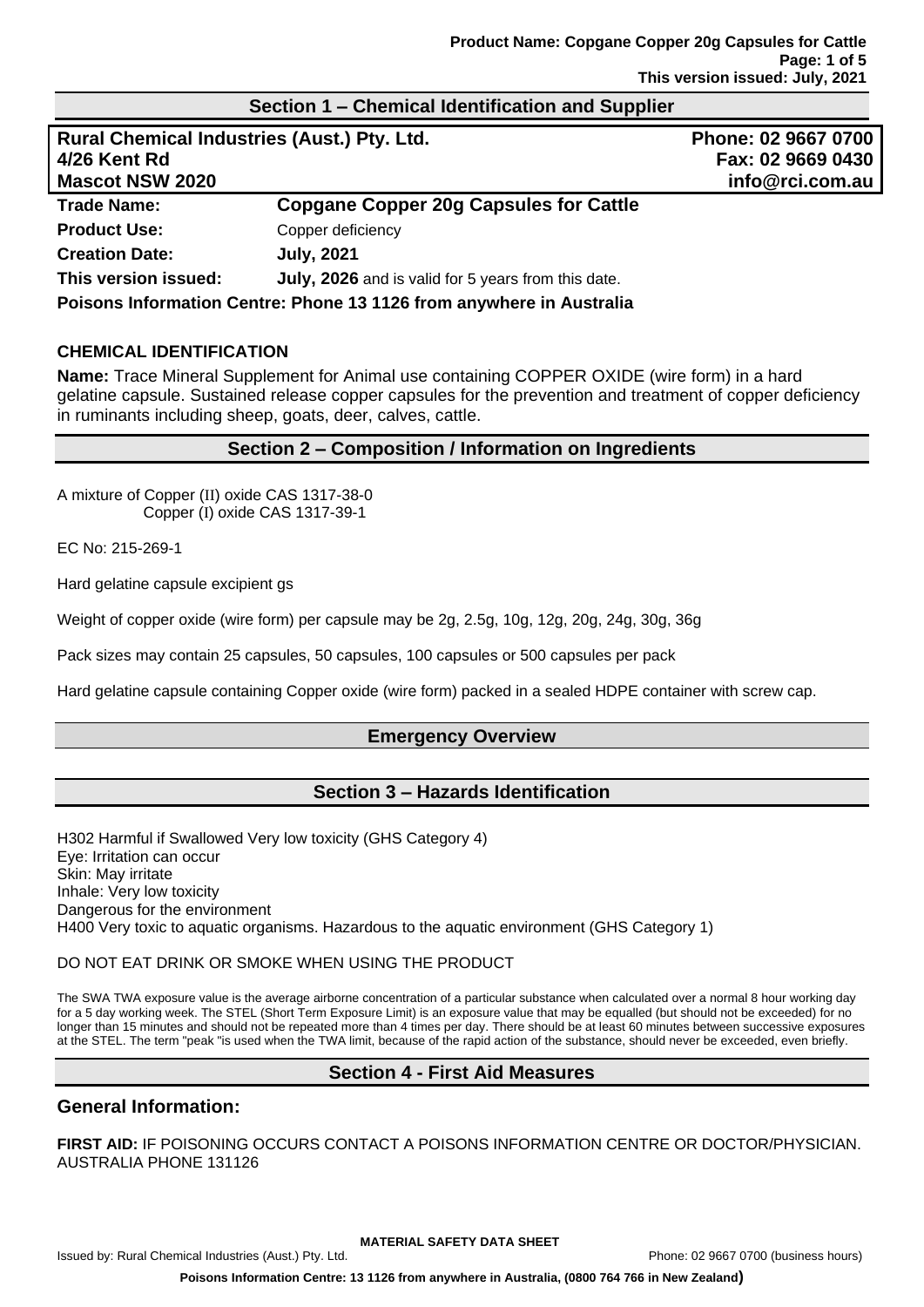## Section 1 – Chemical Identification and Supplier

**Rural Chemical Industries (Aust.) Pty. Ltd.**
**4/26 Kent Rd**
**Mascot NSW 2020**

**Phone: 02 9667 0700**
**Fax: 02 9669 0430**
**info@rci.com.au**

| | |
|---|---|
| **Trade Name:** | **Copgane Copper 20g Capsules for Cattle** |
| **Product Use:** | Copper deficiency |
| **Creation Date:** | **July, 2021** |
| **This version issued:** | **July, 2026** and is valid for 5 years from this date. |

**Poisons Information Centre: Phone 13 1126 from anywhere in Australia**

### CHEMICAL IDENTIFICATION

**Name:** Trace Mineral Supplement for Animal use containing COPPER OXIDE (wire form) in a hard gelatine capsule. Sustained release copper capsules for the prevention and treatment of copper deficiency in ruminants including sheep, goats, deer, calves, cattle.

## Section 2 – Composition / Information on Ingredients

A mixture of Copper (II) oxide CAS 1317-38-0
Copper (I) oxide CAS 1317-39-1

EC No: 215-269-1

Hard gelatine capsule excipient gs

Weight of copper oxide (wire form) per capsule may be 2g, 2.5g, 10g, 12g, 20g, 24g, 30g, 36g

Pack sizes may contain 25 capsules, 50 capsules, 100 capsules or 500 capsules per pack

Hard gelatine capsule containing Copper oxide (wire form) packed in a sealed HDPE container with screw cap.

## Emergency Overview

## Section 3 – Hazards Identification

H302 Harmful if Swallowed Very low toxicity (GHS Category 4)
Eye: Irritation can occur
Skin: May irritate
Inhale: Very low toxicity
Dangerous for the environment
H400 Very toxic to aquatic organisms. Hazardous to the aquatic environment (GHS Category 1)

DO NOT EAT DRINK OR SMOKE WHEN USING THE PRODUCT

The SWA TWA exposure value is the average airborne concentration of a particular substance when calculated over a normal 8 hour working day for a 5 day working week. The STEL (Short Term Exposure Limit) is an exposure value that may be equalled (but should not be exceeded) for no longer than 15 minutes and should not be repeated more than 4 times per day. There should be at least 60 minutes between successive exposures at the STEL. The term "peak "is used when the TWA limit, because of the rapid action of the substance, should never be exceeded, even briefly.

## Section 4 - First Aid Measures

### General Information:

**FIRST AID:** IF POISONING OCCURS CONTACT A POISONS INFORMATION CENTRE OR DOCTOR/PHYSICIAN. AUSTRALIA PHONE 131126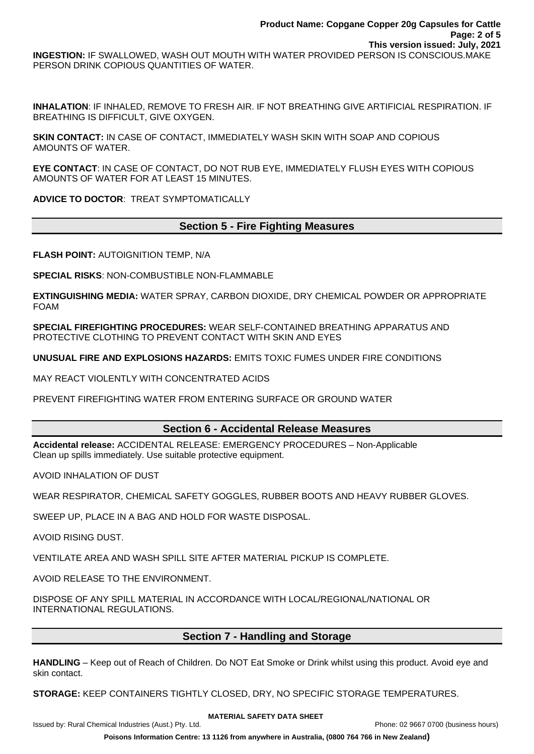**INGESTION:** IF SWALLOWED, WASH OUT MOUTH WITH WATER PROVIDED PERSON IS CONSCIOUS.MAKE PERSON DRINK COPIOUS QUANTITIES OF WATER.

**INHALATION**: IF INHALED, REMOVE TO FRESH AIR. IF NOT BREATHING GIVE ARTIFICIAL RESPIRATION. IF BREATHING IS DIFFICULT, GIVE OXYGEN.

**SKIN CONTACT:** IN CASE OF CONTACT, IMMEDIATELY WASH SKIN WITH SOAP AND COPIOUS AMOUNTS OF WATER.

**EYE CONTACT**: IN CASE OF CONTACT, DO NOT RUB EYE, IMMEDIATELY FLUSH EYES WITH COPIOUS AMOUNTS OF WATER FOR AT LEAST 15 MINUTES.

**ADVICE TO DOCTOR**: TREAT SYMPTOMATICALLY

## Section 5 - Fire Fighting Measures

**FLASH POINT:** AUTOIGNITION TEMP, N/A

**SPECIAL RISKS**: NON-COMBUSTIBLE NON-FLAMMABLE

**EXTINGUISHING MEDIA:** WATER SPRAY, CARBON DIOXIDE, DRY CHEMICAL POWDER OR APPROPRIATE FOAM

**SPECIAL FIREFIGHTING PROCEDURES:** WEAR SELF-CONTAINED BREATHING APPARATUS AND PROTECTIVE CLOTHING TO PREVENT CONTACT WITH SKIN AND EYES

**UNUSUAL FIRE AND EXPLOSIONS HAZARDS:** EMITS TOXIC FUMES UNDER FIRE CONDITIONS

MAY REACT VIOLENTLY WITH CONCENTRATED ACIDS

PREVENT FIREFIGHTING WATER FROM ENTERING SURFACE OR GROUND WATER

## Section 6 - Accidental Release Measures

**Accidental release:** ACCIDENTAL RELEASE: EMERGENCY PROCEDURES – Non-Applicable
Clean up spills immediately. Use suitable protective equipment.

AVOID INHALATION OF DUST

WEAR RESPIRATOR, CHEMICAL SAFETY GOGGLES, RUBBER BOOTS AND HEAVY RUBBER GLOVES.

SWEEP UP, PLACE IN A BAG AND HOLD FOR WASTE DISPOSAL.

AVOID RISING DUST.

VENTILATE AREA AND WASH SPILL SITE AFTER MATERIAL PICKUP IS COMPLETE.

AVOID RELEASE TO THE ENVIRONMENT.

DISPOSE OF ANY SPILL MATERIAL IN ACCORDANCE WITH LOCAL/REGIONAL/NATIONAL OR INTERNATIONAL REGULATIONS.

## Section 7 - Handling and Storage

**HANDLING** – Keep out of Reach of Children. Do NOT Eat Smoke or Drink whilst using this product. Avoid eye and skin contact.

**STORAGE:** KEEP CONTAINERS TIGHTLY CLOSED, DRY, NO SPECIFIC STORAGE TEMPERATURES.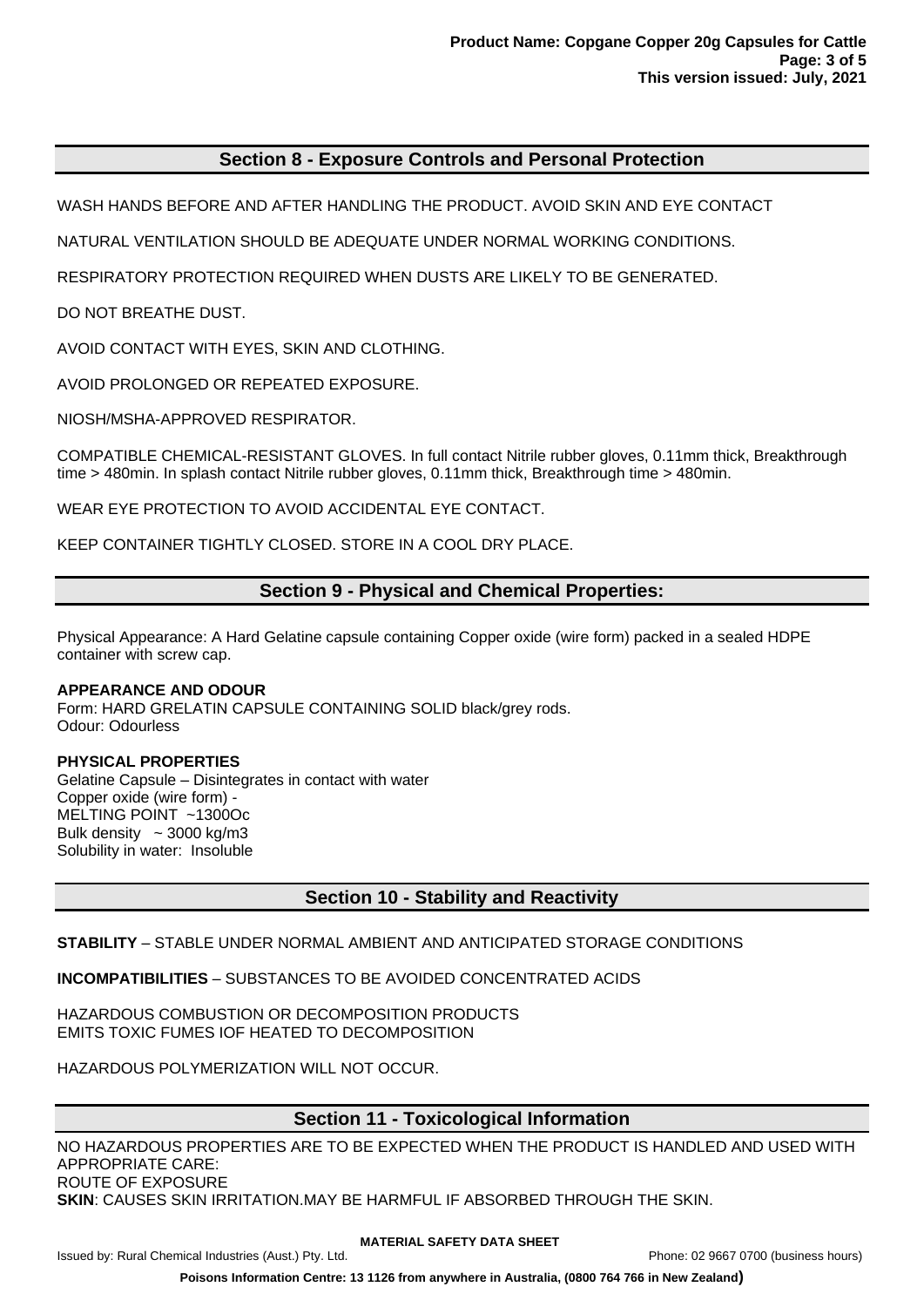## Section 8 - Exposure Controls and Personal Protection

WASH HANDS BEFORE AND AFTER HANDLING THE PRODUCT. AVOID SKIN AND EYE CONTACT

NATURAL VENTILATION SHOULD BE ADEQUATE UNDER NORMAL WORKING CONDITIONS.

RESPIRATORY PROTECTION REQUIRED WHEN DUSTS ARE LIKELY TO BE GENERATED.

DO NOT BREATHE DUST.

AVOID CONTACT WITH EYES, SKIN AND CLOTHING.

AVOID PROLONGED OR REPEATED EXPOSURE.

NIOSH/MSHA-APPROVED RESPIRATOR.

COMPATIBLE CHEMICAL-RESISTANT GLOVES. In full contact Nitrile rubber gloves, 0.11mm thick, Breakthrough time > 480min. In splash contact Nitrile rubber gloves, 0.11mm thick, Breakthrough time > 480min.

WEAR EYE PROTECTION TO AVOID ACCIDENTAL EYE CONTACT.

KEEP CONTAINER TIGHTLY CLOSED. STORE IN A COOL DRY PLACE.

## Section 9 - Physical and Chemical Properties:

Physical Appearance: A Hard Gelatine capsule containing Copper oxide (wire form) packed in a sealed HDPE container with screw cap.

**APPEARANCE AND ODOUR**
Form: HARD GRELATIN CAPSULE CONTAINING SOLID black/grey rods.
Odour: Odourless

**PHYSICAL PROPERTIES**
Gelatine Capsule – Disintegrates in contact with water
Copper oxide (wire form) -
MELTING POINT ~1300Oc
Bulk density ~ 3000 kg/m3
Solubility in water: Insoluble

## Section 10 - Stability and Reactivity

**STABILITY** – STABLE UNDER NORMAL AMBIENT AND ANTICIPATED STORAGE CONDITIONS

**INCOMPATIBILITIES** – SUBSTANCES TO BE AVOIDED CONCENTRATED ACIDS

HAZARDOUS COMBUSTION OR DECOMPOSITION PRODUCTS
EMITS TOXIC FUMES IOF HEATED TO DECOMPOSITION

HAZARDOUS POLYMERIZATION WILL NOT OCCUR.

## Section 11 - Toxicological Information

NO HAZARDOUS PROPERTIES ARE TO BE EXPECTED WHEN THE PRODUCT IS HANDLED AND USED WITH APPROPRIATE CARE:
ROUTE OF EXPOSURE
**SKIN**: CAUSES SKIN IRRITATION.MAY BE HARMFUL IF ABSORBED THROUGH THE SKIN.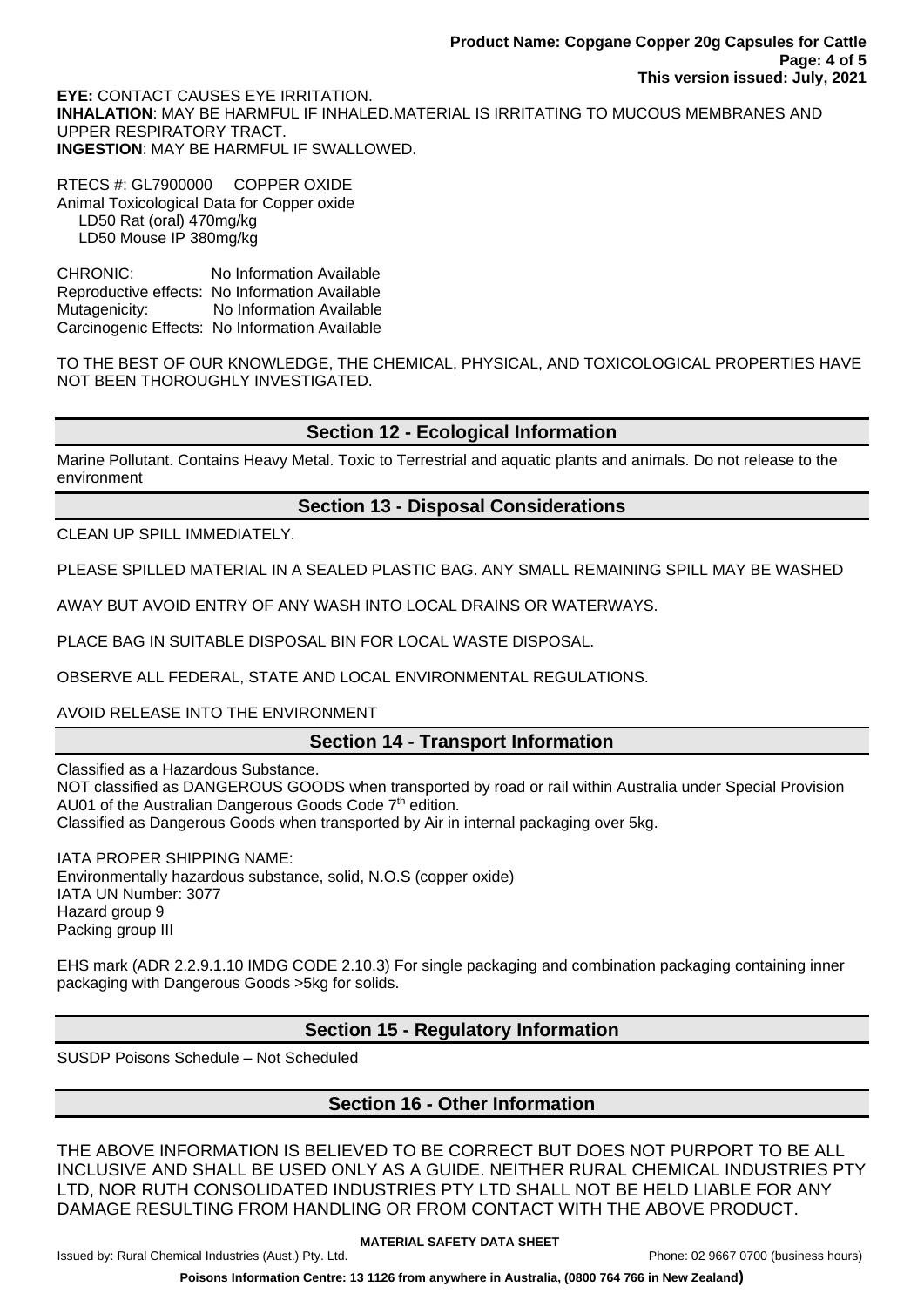**EYE:** CONTACT CAUSES EYE IRRITATION.
**INHALATION**: MAY BE HARMFUL IF INHALED.MATERIAL IS IRRITATING TO MUCOUS MEMBRANES AND UPPER RESPIRATORY TRACT.
**INGESTION**: MAY BE HARMFUL IF SWALLOWED.

RTECS #: GL7900000 COPPER OXIDE
Animal Toxicological Data for Copper oxide
LD50 Rat (oral) 470mg/kg
LD50 Mouse IP 380mg/kg

CHRONIC: No Information Available
Reproductive effects: No Information Available
Mutagenicity: No Information Available
Carcinogenic Effects: No Information Available

TO THE BEST OF OUR KNOWLEDGE, THE CHEMICAL, PHYSICAL, AND TOXICOLOGICAL PROPERTIES HAVE NOT BEEN THOROUGHLY INVESTIGATED.

## Section 12 - Ecological Information

Marine Pollutant. Contains Heavy Metal. Toxic to Terrestrial and aquatic plants and animals. Do not release to the environment

## Section 13 - Disposal Considerations

CLEAN UP SPILL IMMEDIATELY.

PLEASE SPILLED MATERIAL IN A SEALED PLASTIC BAG. ANY SMALL REMAINING SPILL MAY BE WASHED

AWAY BUT AVOID ENTRY OF ANY WASH INTO LOCAL DRAINS OR WATERWAYS.

PLACE BAG IN SUITABLE DISPOSAL BIN FOR LOCAL WASTE DISPOSAL.

OBSERVE ALL FEDERAL, STATE AND LOCAL ENVIRONMENTAL REGULATIONS.

AVOID RELEASE INTO THE ENVIRONMENT

## Section 14 - Transport Information

Classified as a Hazardous Substance.
NOT classified as DANGEROUS GOODS when transported by road or rail within Australia under Special Provision AU01 of the Australian Dangerous Goods Code 7th edition.
Classified as Dangerous Goods when transported by Air in internal packaging over 5kg.

IATA PROPER SHIPPING NAME:
Environmentally hazardous substance, solid, N.O.S (copper oxide)
IATA UN Number: 3077
Hazard group 9
Packing group III

EHS mark (ADR 2.2.9.1.10 IMDG CODE 2.10.3) For single packaging and combination packaging containing inner packaging with Dangerous Goods >5kg for solids.

## Section 15 - Regulatory Information

SUSDP Poisons Schedule – Not Scheduled

## Section 16 - Other Information

THE ABOVE INFORMATION IS BELIEVED TO BE CORRECT BUT DOES NOT PURPORT TO BE ALL INCLUSIVE AND SHALL BE USED ONLY AS A GUIDE. NEITHER RURAL CHEMICAL INDUSTRIES PTY LTD, NOR RUTH CONSOLIDATED INDUSTRIES PTY LTD SHALL NOT BE HELD LIABLE FOR ANY DAMAGE RESULTING FROM HANDLING OR FROM CONTACT WITH THE ABOVE PRODUCT.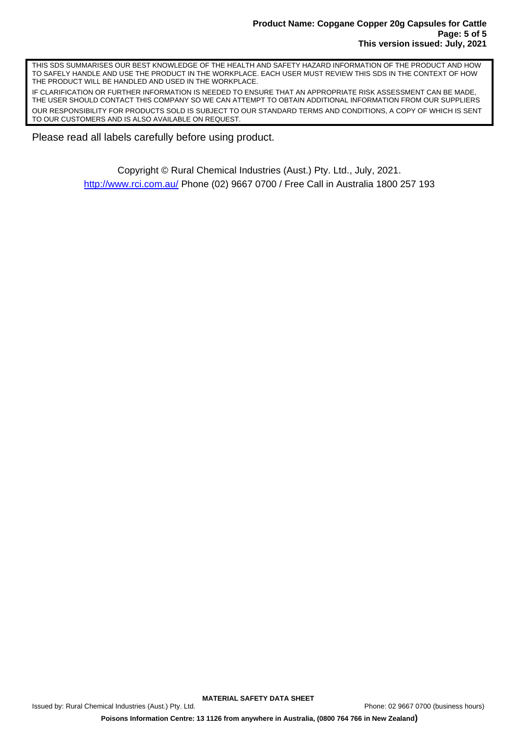THIS SDS SUMMARISES OUR BEST KNOWLEDGE OF THE HEALTH AND SAFETY HAZARD INFORMATION OF THE PRODUCT AND HOW TO SAFELY HANDLE AND USE THE PRODUCT IN THE WORKPLACE. EACH USER MUST REVIEW THIS SDS IN THE CONTEXT OF HOW THE PRODUCT WILL BE HANDLED AND USED IN THE WORKPLACE.

IF CLARIFICATION OR FURTHER INFORMATION IS NEEDED TO ENSURE THAT AN APPROPRIATE RISK ASSESSMENT CAN BE MADE, THE USER SHOULD CONTACT THIS COMPANY SO WE CAN ATTEMPT TO OBTAIN ADDITIONAL INFORMATION FROM OUR SUPPLIERS

OUR RESPONSIBILITY FOR PRODUCTS SOLD IS SUBJECT TO OUR STANDARD TERMS AND CONDITIONS, A COPY OF WHICH IS SENT TO OUR CUSTOMERS AND IS ALSO AVAILABLE ON REQUEST.

Please read all labels carefully before using product.

Copyright © Rural Chemical Industries (Aust.) Pty. Ltd., July, 2021.
http://www.rci.com.au/ Phone (02) 9667 0700 / Free Call in Australia 1800 257 193